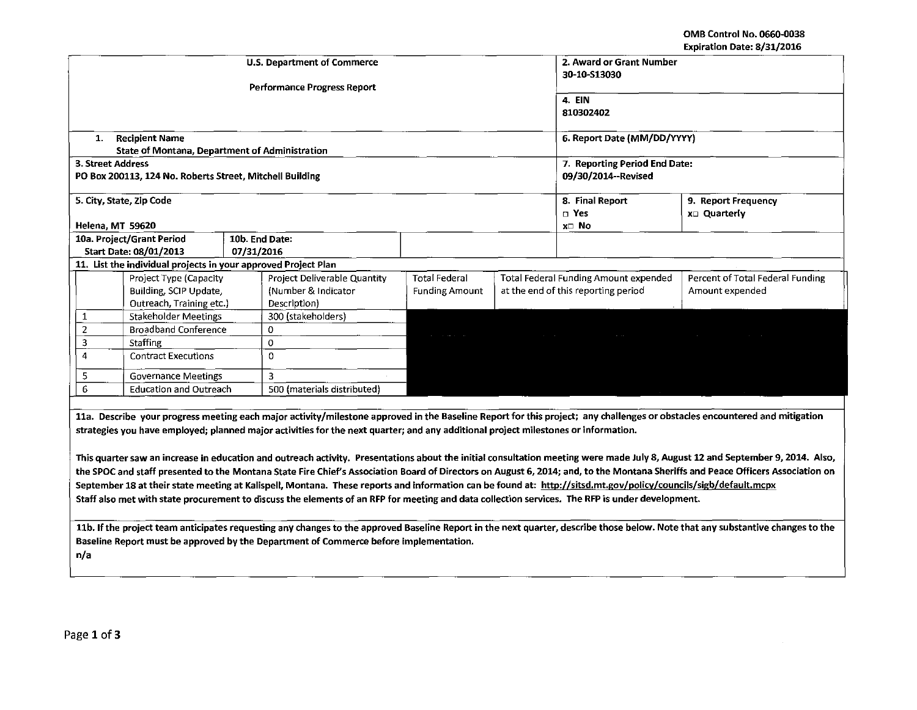OMB Control No. 0660-0038
Expiration Date: 8/31/2016

| U.S. Department of Commerce<br>Performance Progress Report | 2. Award or Grant Number<br>30-10-S13030 | |
|---|---|---|
| | 4. EIN<br>810302402 | |
| 1. Recipient Name<br>State of Montana, Department of Administration | 6. Report Date (MM/DD/YYYY) | |
| 3. Street Address<br>PO Box 200113, 124 No. Roberts Street, Mitchell Building | 7. Reporting Period End Date:<br>09/30/2014--Revised | |
| 5. City, State, Zip Code<br>Helena, MT 59620 | 8. Final Report<br>□ Yes<br>x□ No | 9. Report Frequency<br>x□ Quarterly |
| 10a. Project/Grant Period Start Date: 08/01/2013 &nbsp;&nbsp; 10b. End Date: 07/31/2016 | | |

11. List the individual projects in your approved Project Plan

| | Project Type (Capacity Building, SCIP Update, Outreach, Training etc.) | Project Deliverable Quantity (Number & Indicator Description) | Total Federal Funding Amount | Total Federal Funding Amount expended at the end of this reporting period | Percent of Total Federal Funding Amount expended |
|---|---|---|---|---|---|
| 1 | Stakeholder Meetings | 300 (stakeholders) | | | |
| 2 | Broadband Conference | 0 | | | |
| 3 | Staffing | 0 | | | |
| 4 | Contract Executions | 0 | | | |
| 5 | Governance Meetings | 3 | | | |
| 6 | Education and Outreach | 500 (materials distributed) | | | |

**11a. Describe your progress meeting each major activity/milestone approved in the Baseline Report for this project; any challenges or obstacles encountered and mitigation strategies you have employed; planned major activities for the next quarter; and any additional project milestones or information.**

**This quarter saw an increase in education and outreach activity. Presentations about the initial consultation meeting were made July 8, August 12 and September 9, 2014. Also, the SPOC and staff presented to the Montana State Fire Chief's Association Board of Directors on August 6, 2014; and, to the Montana Sheriffs and Peace Officers Association on September 18 at their state meeting at Kalispell, Montana. These reports and information can be found at: http://sitsd.mt.gov/policy/councils/sigb/default.mcpx**
**Staff also met with state procurement to discuss the elements of an RFP for meeting and data collection services. The RFP is under development.**

**11b. If the project team anticipates requesting any changes to the approved Baseline Report in the next quarter, describe those below. Note that any substantive changes to the Baseline Report must be approved by the Department of Commerce before implementation.**
**n/a**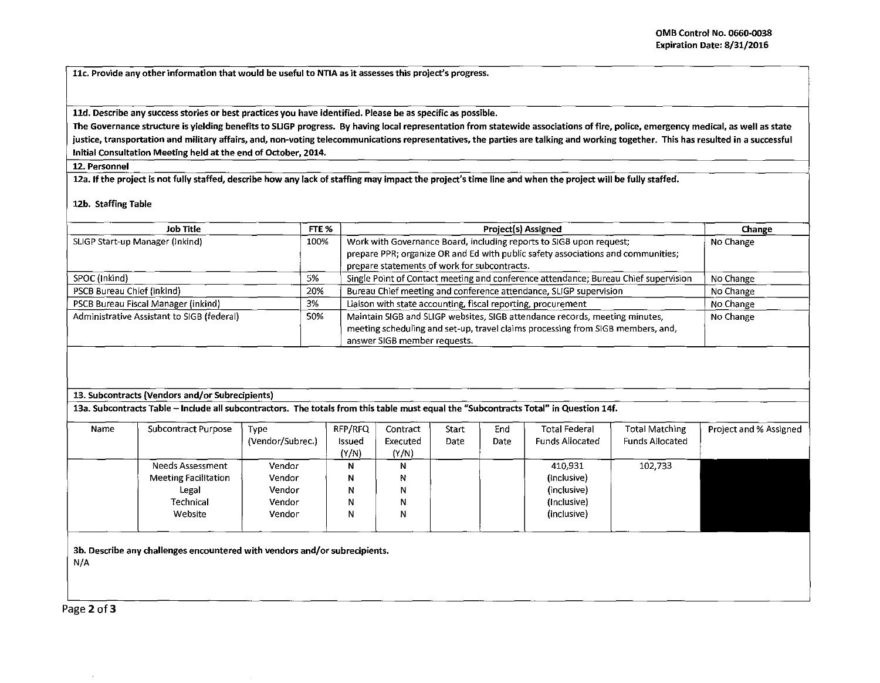OMB Control No. 0660-0038
Expiration Date: 8/31/2016

**11c. Provide any other information that would be useful to NTIA as it assesses this project's progress.**

**11d. Describe any success stories or best practices you have identified. Please be as specific as possible.**

**The Governance structure is yielding benefits to SLIGP progress. By having local representation from statewide associations of fire, police, emergency medical, as well as state justice, transportation and military affairs, and, non-voting telecommunications representatives, the parties are talking and working together. This has resulted in a successful Initial Consultation Meeting held at the end of October, 2014.**

**12. Personnel**

**12a. If the project is not fully staffed, describe how any lack of staffing may impact the project's time line and when the project will be fully staffed.**

**12b. Staffing Table**

| Job Title | FTE % | Project(s) Assigned | Change |
|---|---|---|---|
| SLIGP Start-up Manager (Inkind) | 100% | Work with Governance Board, including reports to SIGB upon request; prepare PPR; organize OR and Ed with public safety associations and communities; prepare statements of work for subcontracts. | No Change |
| SPOC (Inkind) | 5% | Single Point of Contact meeting and conference attendance; Bureau Chief supervision | No Change |
| PSCB Bureau Chief (inkind) | 20% | Bureau Chief meeting and conference attendance, SLIGP supervision | No Change |
| PSCB Bureau Fiscal Manager (inkind) | 3% | Liaison with state accounting, fiscal reporting, procurement | No Change |
| Administrative Assistant to SIGB (federal) | 50% | Maintain SIGB and SLIGP websites, SIGB attendance records, meeting minutes, meeting scheduling and set-up, travel claims processing from SIGB members, and, answer SIGB member requests. | No Change |

**13. Subcontracts (Vendors and/or Subrecipients)**

**13a. Subcontracts Table – Include all subcontractors. The totals from this table must equal the "Subcontracts Total" in Question 14f.**

| Name | Subcontract Purpose | Type (Vendor/Subrec.) | RFP/RFQ Issued (Y/N) | Contract Executed (Y/N) | Start Date | End Date | Total Federal Funds Allocated | Total Matching Funds Allocated | Project and % Assigned |
|---|---|---|---|---|---|---|---|---|---|
| | Needs Assessment | Vendor | N | N | | | 410,931 | 102,733 | |
| | Meeting Facilitation | Vendor | N | N | | | (Inclusive) | | |
| | Legal | Vendor | N | N | | | (inclusive) | | |
| | Technical | Vendor | N | N | | | (Inclusive) | | |
| | Website | Vendor | N | N | | | (inclusive) | | |

**3b. Describe any challenges encountered with vendors and/or subrecipients.**

N/A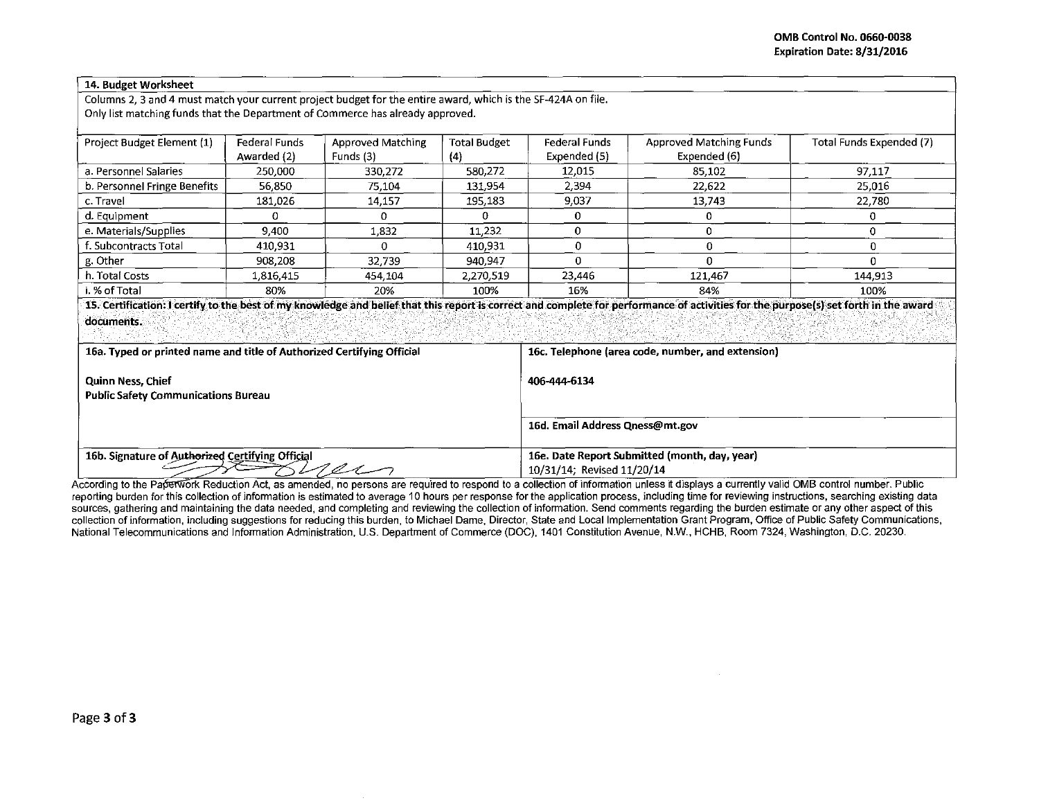OMB Control No. 0660-0038
Expiration Date: 8/31/2016

**14. Budget Worksheet**

Columns 2, 3 and 4 must match your current project budget for the entire award, which is the SF-424A on file.
Only list matching funds that the Department of Commerce has already approved.

| Project Budget Element (1) | Federal Funds Awarded (2) | Approved Matching Funds (3) | Total Budget (4) | Federal Funds Expended (5) | Approved Matching Funds Expended (6) | Total Funds Expended (7) |
|---|---|---|---|---|---|---|
| a. Personnel Salaries | 250,000 | 330,272 | 580,272 | 12,015 | 85,102 | 97,117 |
| b. Personnel Fringe Benefits | 56,850 | 75,104 | 131,954 | 2,394 | 22,622 | 25,016 |
| c. Travel | 181,026 | 14,157 | 195,183 | 9,037 | 13,743 | 22,780 |
| d. Equipment | 0 | 0 | 0 | 0 | 0 | 0 |
| e. Materials/Supplies | 9,400 | 1,832 | 11,232 | 0 | 0 | 0 |
| f. Subcontracts Total | 410,931 | 0 | 410,931 | 0 | 0 | 0 |
| g. Other | 908,208 | 32,739 | 940,947 | 0 | 0 | 0 |
| h. Total Costs | 1,816,415 | 454,104 | 2,270,519 | 23,446 | 121,467 | 144,913 |
| i. % of Total | 80% | 20% | 100% | 16% | 84% | 100% |

**15. Certification: I certify to the best of my knowledge and belief that this report is correct and complete for performance of activities for the purpose(s) set forth in the award documents.**

| 16a. Typed or printed name and title of Authorized Certifying Official | 16c. Telephone (area code, number, and extension) |
|---|---|
| **Quinn Ness, Chief** **Public Safety Communications Bureau** | 406-444-6134 |
| | 16d. Email Address Qness@mt.gov |
| 16b. Signature of Authorized Certifying Official | 16e. Date Report Submitted (month, day, year) 10/31/14; Revised 11/20/14 |

According to the Paperwork Reduction Act, as amended, no persons are required to respond to a collection of information unless it displays a currently valid OMB control number. Public reporting burden for this collection of information is estimated to average 10 hours per response for the application process, including time for reviewing instructions, searching existing data sources, gathering and maintaining the data needed, and completing and reviewing the collection of information. Send comments regarding the burden estimate or any other aspect of this collection of information, including suggestions for reducing this burden, to Michael Dame, Director, State and Local Implementation Grant Program, Office of Public Safety Communications, National Telecommunications and Information Administration, U.S. Department of Commerce (DOC), 1401 Constitution Avenue, N.W., HCHB, Room 7324, Washington, D.C. 20230.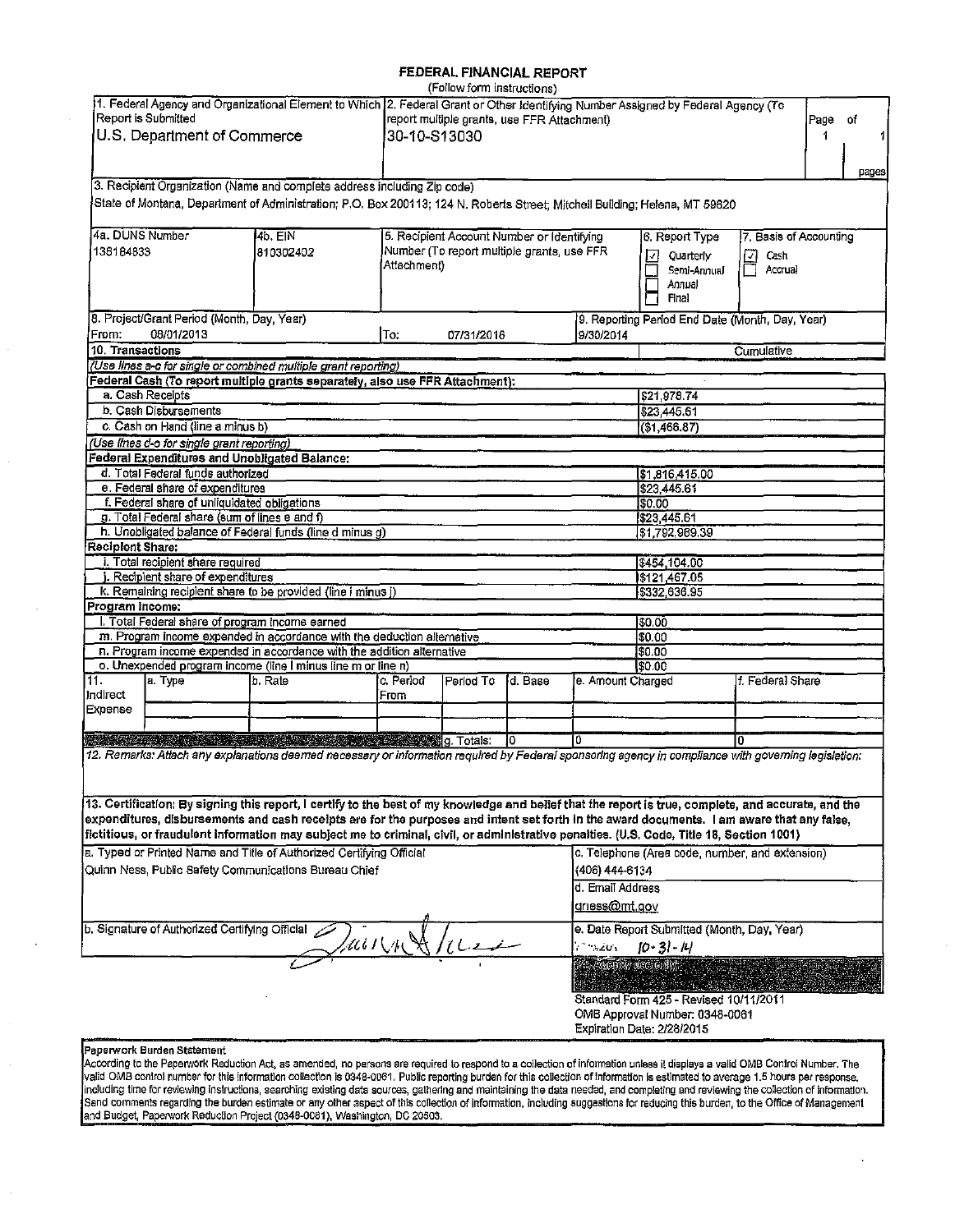# FEDERAL FINANCIAL REPORT

(Follow form instructions)

| | | | |
|---|---|---|---|
| 1. Federal Agency and Organizational Element to Which Report is Submitted<br>U.S. Department of Commerce | 2. Federal Grant or Other Identifying Number Assigned by Federal Agency (To report multiple grants, use FFR Attachment)<br>30-10-S13030 | | Page 1 of 1 pages |

3. Recipient Organization (Name and complete address including Zip code)
State of Montana, Department of Administration; P.O. Box 200113; 124 N. Roberts Street; Mitchell Building; Helena, MT 59620

| 4a. DUNS Number | 4b. EIN | 5. Recipient Account Number or Identifying Number (To report multiple grants, use FFR Attachment) | 6. Report Type | 7. Basis of Accounting |
|---|---|---|---|---|
| 136184833 | 810302402 | | ☑ Quarterly<br>☐ Semi-Annual<br>☐ Annual<br>☐ Final | ☑ Cash<br>☐ Accrual |

| 8. Project/Grant Period (Month, Day, Year) | | 9. Reporting Period End Date (Month, Day, Year) |
|---|---|---|
| From: 08/01/2013 | To: 07/31/2016 | 9/30/2014 |

| 10. Transactions | Cumulative |
|---|---|
| *(Use lines a-c for single or combined multiple grant reporting)* | |
| **Federal Cash (To report multiple grants separately, also use FFR Attachment):** | |
| a. Cash Receipts | $21,978.74 |
| b. Cash Disbursements | $23,445.61 |
| c. Cash on Hand (line a minus b) | ($1,466.87) |
| *(Use lines d-o for single grant reporting)* | |
| **Federal Expenditures and Unobligated Balance:** | |
| d. Total Federal funds authorized | $1,816,415.00 |
| e. Federal share of expenditures | $23,445.61 |
| f. Federal share of unliquidated obligations | $0.00 |
| g. Total Federal share (sum of lines e and f) | $23,445.61 |
| h. Unobligated balance of Federal funds (line d minus g) | $1,792,969.39 |
| **Recipient Share:** | |
| i. Total recipient share required | $454,104.00 |
| j. Recipient share of expenditures | $121,467.05 |
| k. Remaining recipient share to be provided (line i minus j) | $332,636.95 |
| **Program Income:** | |
| l. Total Federal share of program income earned | $0.00 |
| m. Program income expended in accordance with the deduction alternative | $0.00 |
| n. Program income expended in accordance with the addition alternative | $0.00 |
| o. Unexpended program income (line l minus line m or line n) | $0.00 |

| 11. Indirect Expense | a. Type | b. Rate | c. Period From | Period To | d. Base | e. Amount Charged | f. Federal Share |
|---|---|---|---|---|---|---|---|
| | | | | | | | |
| | | | | g. Totals: | 0 | 0 | 0 |

12. Remarks: *Attach any explanations deemed necessary or information required by Federal sponsoring agency in compliance with governing legislation:*

**13. Certification: By signing this report, I certify to the best of my knowledge and belief that the report is true, complete, and accurate, and the expenditures, disbursements and cash receipts are for the purposes and intent set forth in the award documents. I am aware that any false, fictitious, or fraudulent information may subject me to criminal, civil, or administrative penalties. (U.S. Code, Title 18, Section 1001)**

| | |
|---|---|
| a. Typed or Printed Name and Title of Authorized Certifying Official<br>Quinn Ness, Public Safety Communications Bureau Chief | c. Telephone (Area code, number, and extension)<br>(406) 444-6134 |
| | d. Email Address<br>qness@mt.gov |
| b. Signature of Authorized Certifying Official<br>Quinn Ness | e. Date Report Submitted (Month, Day, Year)<br>10-31-14 |
| | Agency use only: |

Standard Form 425 - Revised 10/11/2011
OMB Approval Number: 0348-0061
Expiration Date: 2/28/2015

**Paperwork Burden Statement**
According to the Paperwork Reduction Act, as amended, no persons are required to respond to a collection of information unless it displays a valid OMB Control Number. The valid OMB control number for this information collection is 0348-0061. Public reporting burden for this collection of information is estimated to average 1.5 hours per response, including time for reviewing instructions, searching existing data sources, gathering and maintaining the data needed, and completing and reviewing the collection of information. Send comments regarding the burden estimate or any other aspect of this collection of information, including suggestions for reducing this burden, to the Office of Management and Budget, Paperwork Reduction Project (0348-0061), Washington, DC 20503.